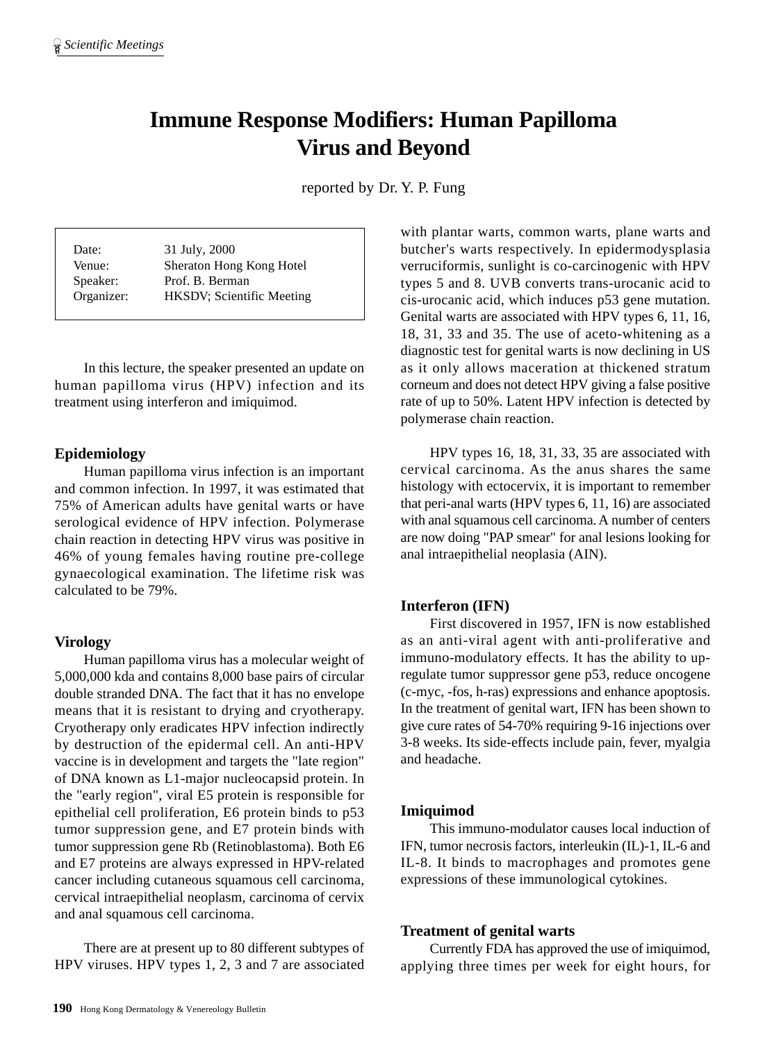# Immune Response Modifiers: Human Papilloma Virus and Beyond

reported by Dr. Y. P. Fung

| | |
|---|---|
| Date: | 31 July, 2000 |
| Venue: | Sheraton Hong Kong Hotel |
| Speaker: | Prof. B. Berman |
| Organizer: | HKSDV; Scientific Meeting |

In this lecture, the speaker presented an update on human papilloma virus (HPV) infection and its treatment using interferon and imiquimod.

## Epidemiology

Human papilloma virus infection is an important and common infection. In 1997, it was estimated that 75% of American adults have genital warts or have serological evidence of HPV infection. Polymerase chain reaction in detecting HPV virus was positive in 46% of young females having routine pre-college gynaecological examination. The lifetime risk was calculated to be 79%.

## Virology

Human papilloma virus has a molecular weight of 5,000,000 kda and contains 8,000 base pairs of circular double stranded DNA. The fact that it has no envelope means that it is resistant to drying and cryotherapy. Cryotherapy only eradicates HPV infection indirectly by destruction of the epidermal cell. An anti-HPV vaccine is in development and targets the "late region" of DNA known as L1-major nucleocapsid protein. In the "early region", viral E5 protein is responsible for epithelial cell proliferation, E6 protein binds to p53 tumor suppression gene, and E7 protein binds with tumor suppression gene Rb (Retinoblastoma). Both E6 and E7 proteins are always expressed in HPV-related cancer including cutaneous squamous cell carcinoma, cervical intraepithelial neoplasm, carcinoma of cervix and anal squamous cell carcinoma.

There are at present up to 80 different subtypes of HPV viruses. HPV types 1, 2, 3 and 7 are associated with plantar warts, common warts, plane warts and butcher's warts respectively. In epidermodysplasia verruciformis, sunlight is co-carcinogenic with HPV types 5 and 8. UVB converts trans-urocanic acid to cis-urocanic acid, which induces p53 gene mutation. Genital warts are associated with HPV types 6, 11, 16, 18, 31, 33 and 35. The use of aceto-whitening as a diagnostic test for genital warts is now declining in US as it only allows maceration at thickened stratum corneum and does not detect HPV giving a false positive rate of up to 50%. Latent HPV infection is detected by polymerase chain reaction.

HPV types 16, 18, 31, 33, 35 are associated with cervical carcinoma. As the anus shares the same histology with ectocervix, it is important to remember that peri-anal warts (HPV types 6, 11, 16) are associated with anal squamous cell carcinoma. A number of centers are now doing "PAP smear" for anal lesions looking for anal intraepithelial neoplasia (AIN).

## Interferon (IFN)

First discovered in 1957, IFN is now established as an anti-viral agent with anti-proliferative and immuno-modulatory effects. It has the ability to up-regulate tumor suppressor gene p53, reduce oncogene (c-myc, -fos, h-ras) expressions and enhance apoptosis. In the treatment of genital wart, IFN has been shown to give cure rates of 54-70% requiring 9-16 injections over 3-8 weeks. Its side-effects include pain, fever, myalgia and headache.

## Imiquimod

This immuno-modulator causes local induction of IFN, tumor necrosis factors, interleukin (IL)-1, IL-6 and IL-8. It binds to macrophages and promotes gene expressions of these immunological cytokines.

## Treatment of genital warts

Currently FDA has approved the use of imiquimod, applying three times per week for eight hours, for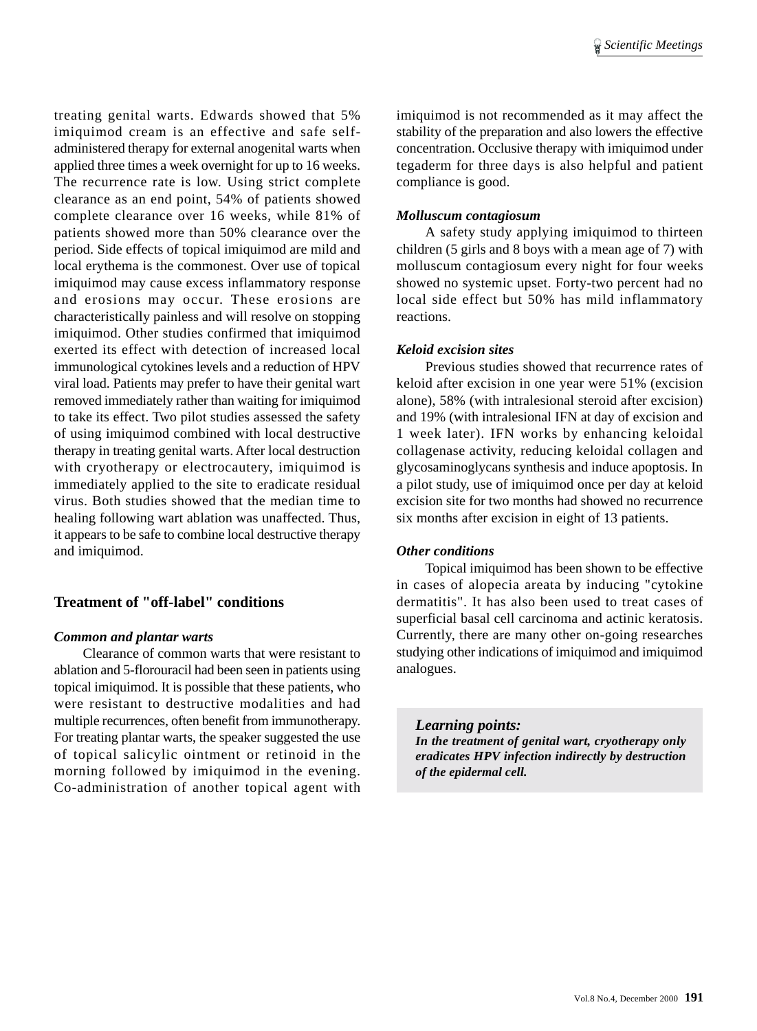treating genital warts. Edwards showed that 5% imiquimod cream is an effective and safe self-administered therapy for external anogenital warts when applied three times a week overnight for up to 16 weeks. The recurrence rate is low. Using strict complete clearance as an end point, 54% of patients showed complete clearance over 16 weeks, while 81% of patients showed more than 50% clearance over the period. Side effects of topical imiquimod are mild and local erythema is the commonest. Over use of topical imiquimod may cause excess inflammatory response and erosions may occur. These erosions are characteristically painless and will resolve on stopping imiquimod. Other studies confirmed that imiquimod exerted its effect with detection of increased local immunological cytokines levels and a reduction of HPV viral load. Patients may prefer to have their genital wart removed immediately rather than waiting for imiquimod to take its effect. Two pilot studies assessed the safety of using imiquimod combined with local destructive therapy in treating genital warts. After local destruction with cryotherapy or electrocautery, imiquimod is immediately applied to the site to eradicate residual virus. Both studies showed that the median time to healing following wart ablation was unaffected. Thus, it appears to be safe to combine local destructive therapy and imiquimod.

## Treatment of "off-label" conditions

### *Common and plantar warts*

Clearance of common warts that were resistant to ablation and 5-florouracil had been seen in patients using topical imiquimod. It is possible that these patients, who were resistant to destructive modalities and had multiple recurrences, often benefit from immunotherapy. For treating plantar warts, the speaker suggested the use of topical salicylic ointment or retinoid in the morning followed by imiquimod in the evening. Co-administration of another topical agent with imiquimod is not recommended as it may affect the stability of the preparation and also lowers the effective concentration. Occlusive therapy with imiquimod under tegaderm for three days is also helpful and patient compliance is good.

### *Molluscum contagiosum*

A safety study applying imiquimod to thirteen children (5 girls and 8 boys with a mean age of 7) with molluscum contagiosum every night for four weeks showed no systemic upset. Forty-two percent had no local side effect but 50% has mild inflammatory reactions.

### *Keloid excision sites*

Previous studies showed that recurrence rates of keloid after excision in one year were 51% (excision alone), 58% (with intralesional steroid after excision) and 19% (with intralesional IFN at day of excision and 1 week later). IFN works by enhancing keloidal collagenase activity, reducing keloidal collagen and glycosaminoglycans synthesis and induce apoptosis. In a pilot study, use of imiquimod once per day at keloid excision site for two months had showed no recurrence six months after excision in eight of 13 patients.

### *Other conditions*

Topical imiquimod has been shown to be effective in cases of alopecia areata by inducing "cytokine dermatitis". It has also been used to treat cases of superficial basal cell carcinoma and actinic keratosis. Currently, there are many other on-going researches studying other indications of imiquimod and imiquimod analogues.

> ***Learning points:***
> ***In the treatment of genital wart, cryotherapy only eradicates HPV infection indirectly by destruction of the epidermal cell.***